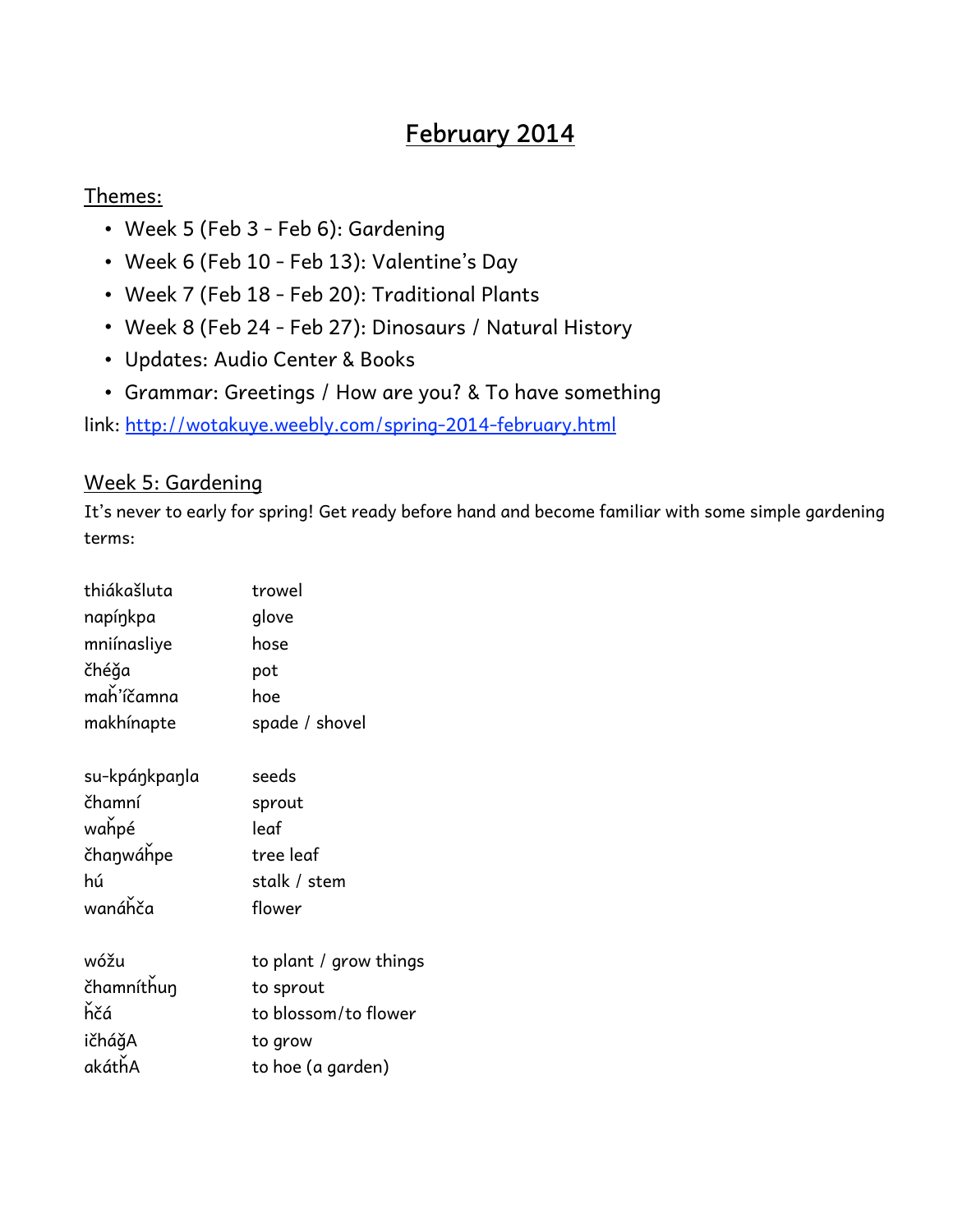# February 2014

## Themes:

- Week 5 (Feb 3 - Feb 6): Gardening
- Week 6 (Feb 10 - Feb 13): Valentine's Day
- Week 7 (Feb 18 - Feb 20): Traditional Plants
- Week 8 (Feb 24 - Feb 27): Dinosaurs / Natural History
- Updates: Audio Center & Books
- Grammar: Greetings / How are you? & To have something

link: http://wotakuye.weebly.com/spring-2014-february.html

## Week 5: Gardening

It's never to early for spring! Get ready before hand and become familiar with some simple gardening terms:

| | |
|---|---|
| thiákašluta | trowel |
| napíŋkpa | glove |
| mniínasliye | hose |
| čhéǧa | pot |
| maȟ'íčamna | hoe |
| makhínapte | spade / shovel |
| | |
| su-kpáŋkpaŋla | seeds |
| čhamní | sprout |
| waȟpé | leaf |
| čhaŋwáȟpe | tree leaf |
| hú | stalk / stem |
| wanáȟča | flower |
| | |
| wóžu | to plant / grow things |
| čhamníthuŋ | to sprout |
| ȟčá | to blossom/to flower |
| ičháǧA | to grow |
| akáthA | to hoe (a garden) |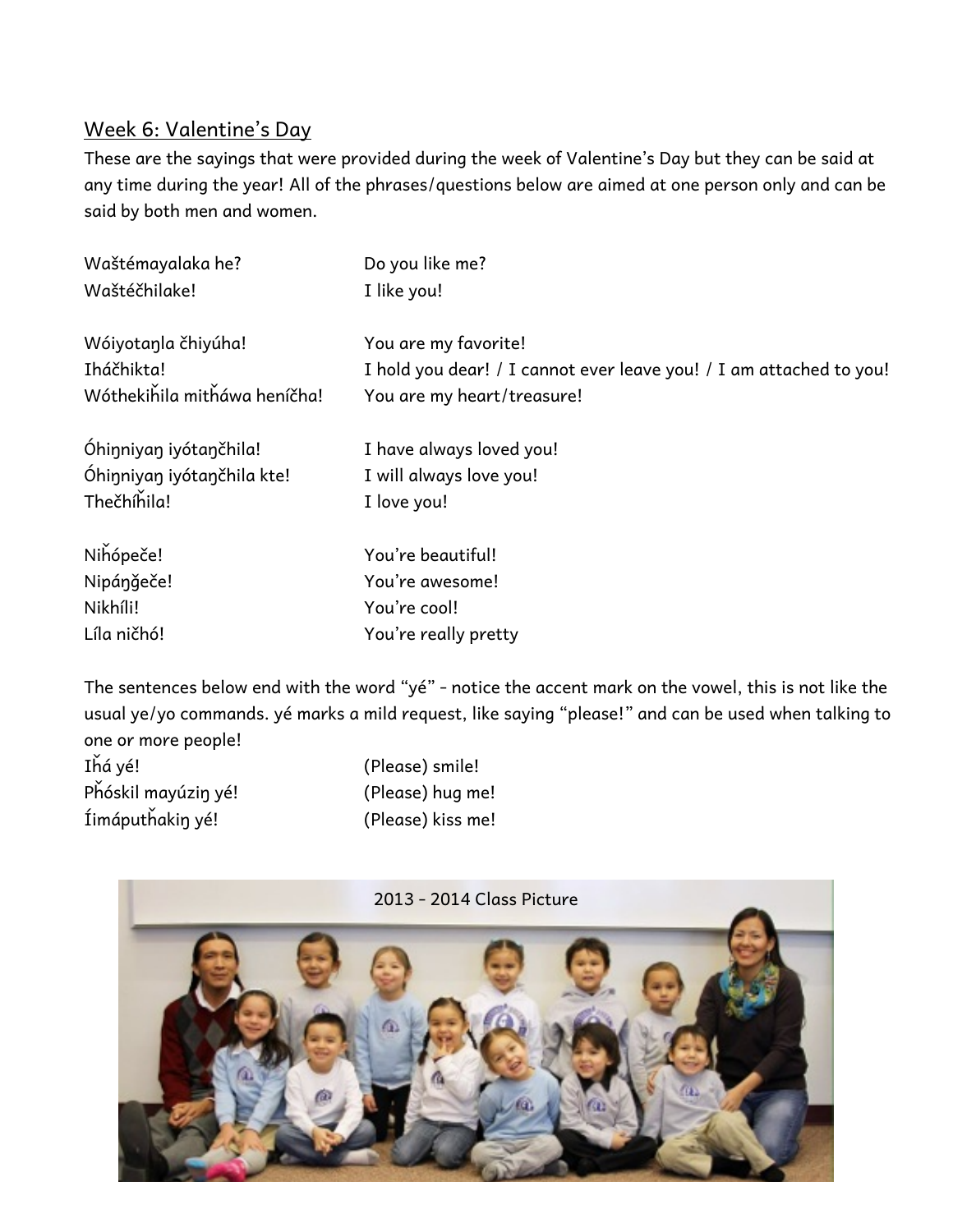## Week 6: Valentine's Day

These are the sayings that were provided during the week of Valentine's Day but they can be said at any time during the year! All of the phrases/questions below are aimed at one person only and can be said by both men and women.

| | |
|---|---|
| Waštémayalaka he? | Do you like me? |
| Wašté čhilake! | I like you! |
| Wóiyotaŋla čhiyúha! | You are my favorite! |
| Ihá čhikta! | I hold you dear! / I cannot ever leave you! / I am attached to you! |
| Wóthekiȟila mitȟáwa heníčha! | You are my heart/treasure! |
| Óhiŋniyaŋ iyótaŋčhila! | I have always loved you! |
| Óhiŋniyaŋ iyótaŋčhila kte! | I will always love you! |
| Thečhíȟila! | I love you! |
| Niȟópeče! | You're beautiful! |
| Nipáŋǧeče! | You're awesome! |
| Nikhíli! | You're cool! |
| Líla ničhó! | You're really pretty |

The sentences below end with the word "yé" - notice the accent mark on the vowel, this is not like the usual ye/yo commands. yé marks a mild request, like saying "please!" and can be used when talking to one or more people!

| | |
|---|---|
| Iȟá yé! | (Please) smile! |
| Pȟóskil mayúziŋ yé! | (Please) hug me! |
| Íimáputȟakiŋ yé! | (Please) kiss me! |

2013 - 2014 Class Picture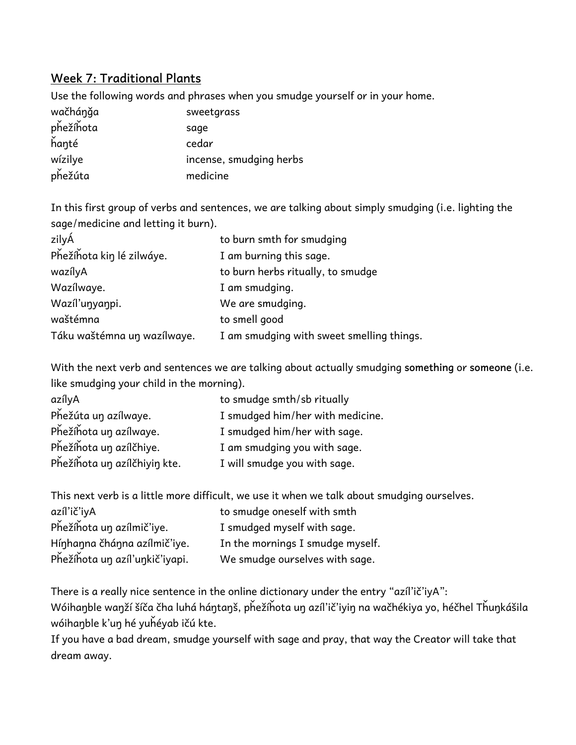## Week 7: Traditional Plants

Use the following words and phrases when you smudge yourself or in your home.

| | |
|---|---|
| wačháŋǧa | sweetgrass |
| pȟežíȟota | sage |
| ȟaŋté | cedar |
| wízilye | incense, smudging herbs |
| pȟežúta | medicine |

In this first group of verbs and sentences, we are talking about simply smudging (i.e. lighting the sage/medicine and letting it burn).

| | |
|---|---|
| zilyÁ | to burn smth for smudging |
| Pȟežíȟota kiŋ lé zilwáye. | I am burning this sage. |
| wazílyA | to burn herbs ritually, to smudge |
| Wazílwaye. | I am smudging. |
| Wazíl'uŋyaŋpi. | We are smudging. |
| waštémna | to smell good |
| Táku waštémna uŋ wazílwaye. | I am smudging with sweet smelling things. |

With the next verb and sentences we are talking about actually smudging **something** or **someone** (i.e. like smudging your child in the morning).

| | |
|---|---|
| azílyA | to smudge smth/sb ritually |
| Pȟežúta uŋ azílwaye. | I smudged him/her with medicine. |
| Pȟežíȟota uŋ azílwaye. | I smudged him/her with sage. |
| Pȟežíȟota uŋ azílčhiye. | I am smudging you with sage. |
| Pȟežíȟota uŋ azílčhiyiŋ kte. | I will smudge you with sage. |

This next verb is a little more difficult, we use it when we talk about smudging ourselves.

| | |
|---|---|
| azíl'ič'iyA | to smudge oneself with smth |
| Pȟežíȟota uŋ azílmič'iye. | I smudged myself with sage. |
| Híŋhaŋna čháŋna azílmič'iye. | In the mornings I smudge myself. |
| Pȟežíȟota uŋ azíl'uŋkič'iyapi. | We smudge ourselves with sage. |

There is a really nice sentence in the online dictionary under the entry "azíl'ič'iyA":
Wóihaŋble waŋží šíča čha luhá háŋtaŋš, pȟežíȟota uŋ azíl'ič'iyiŋ na wačhékiya yo, héčhel Tȟuŋkášila wóihaŋble k'uŋ hé yuȟéyab ičú kte.
If you have a bad dream, smudge yourself with sage and pray, that way the Creator will take that dream away.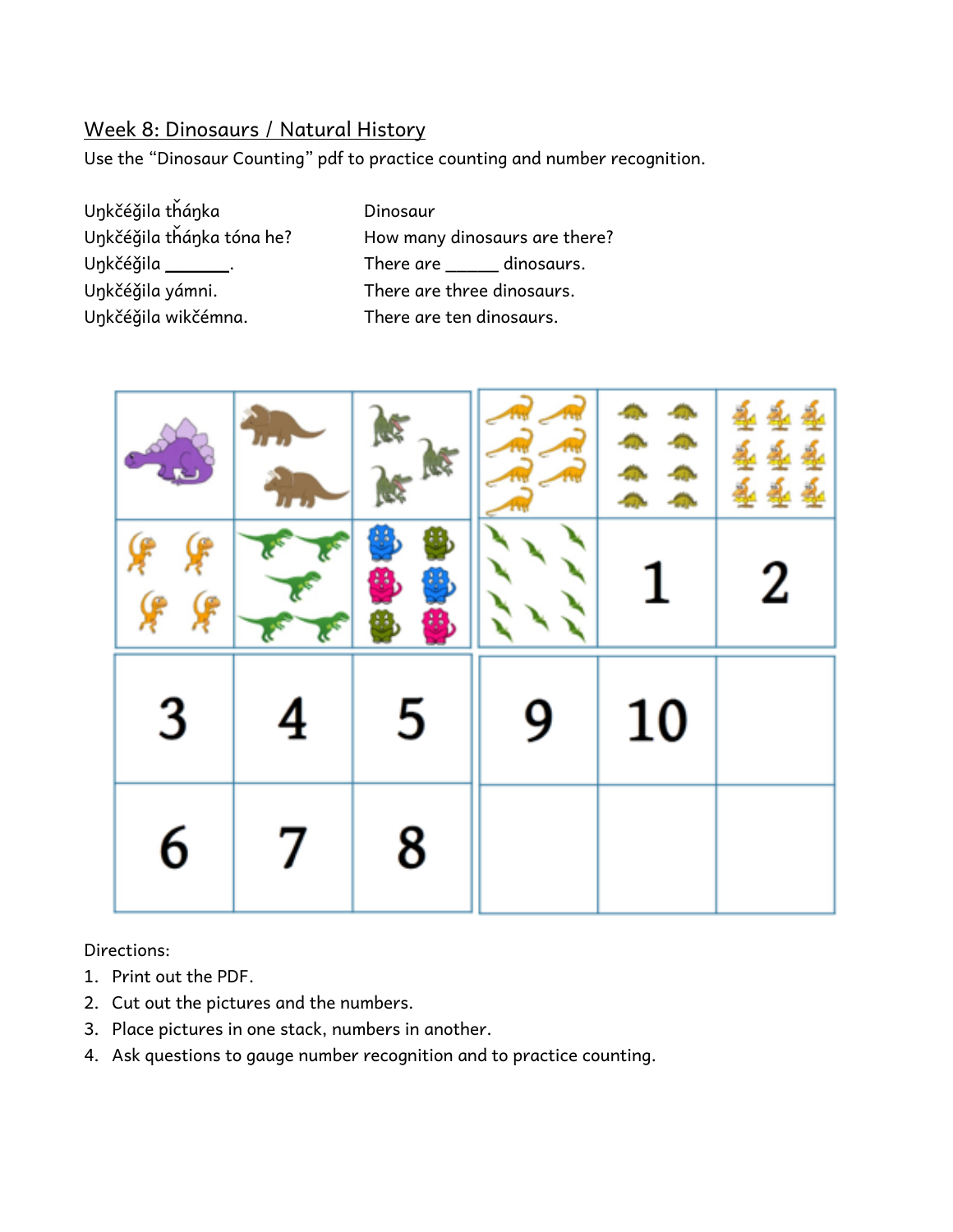## Week 8: Dinosaurs / Natural History

Use the "Dinosaur Counting" pdf to practice counting and number recognition.

| | |
|---|---|
| Uŋkčéǧila tȟáŋka | Dinosaur |
| Uŋkčéǧila tȟáŋka tóna he? | How many dinosaurs are there? |
| Uŋkčéǧila _______. | There are ______ dinosaurs. |
| Uŋkčéǧila yámni. | There are three dinosaurs. |
| Uŋkčéǧila wikčémna. | There are ten dinosaurs. |

| | | | | | |
|---|---|---|---|---|---|
| | | | | | |
| | | | | 1 | 2 |
| 3 | 4 | 5 | 9 | 10 | |
| 6 | 7 | 8 | | | |

Directions:

1. Print out the PDF.
2. Cut out the pictures and the numbers.
3. Place pictures in one stack, numbers in another.
4. Ask questions to gauge number recognition and to practice counting.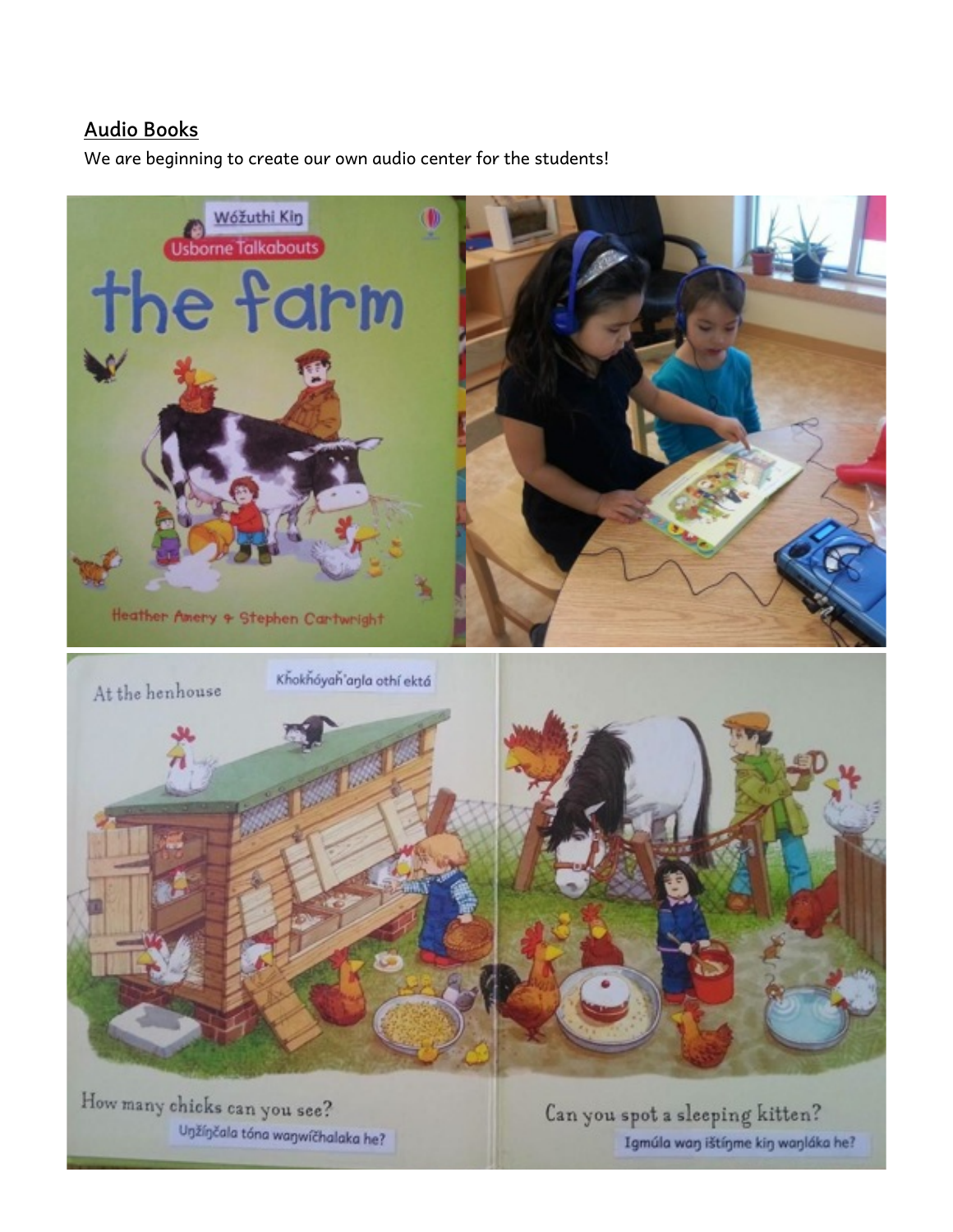## Audio Books

We are beginning to create our own audio center for the students!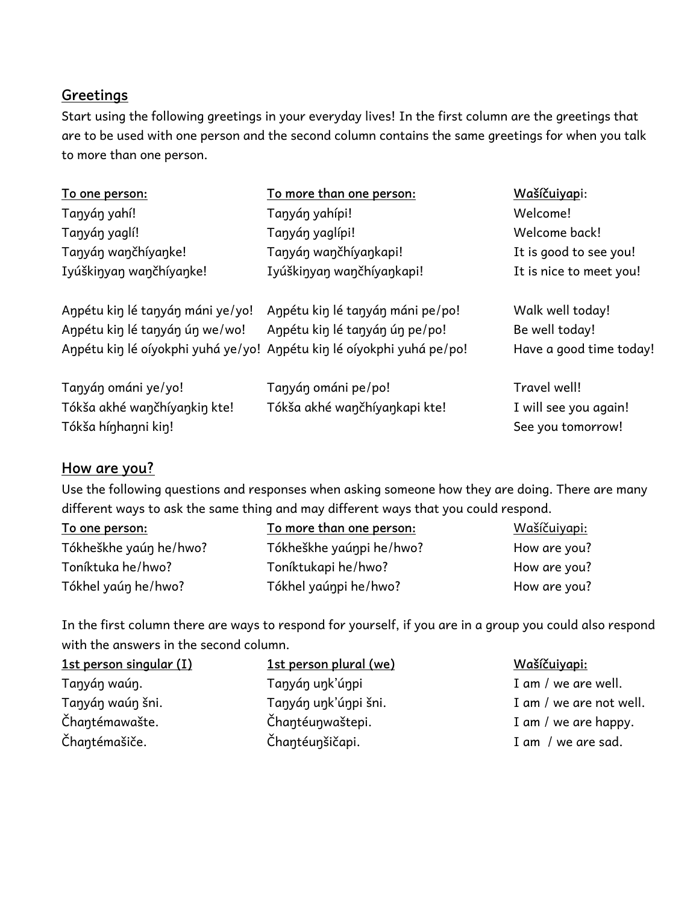## Greetings

Start using the following greetings in your everyday lives! In the first column are the greetings that are to be used with one person and the second column contains the same greetings for when you talk to more than one person.

| To one person: | To more than one person: | Wašíčuiyapi: |
|---|---|---|
| Taŋyáŋ yahí! | Taŋyáŋ yahípi! | Welcome! |
| Taŋyáŋ yaglí! | Taŋyáŋ yaglípi! | Welcome back! |
| Taŋyáŋ waŋčhíyaŋke! | Taŋyáŋ waŋčhíyaŋkapi! | It is good to see you! |
| Iyúškiŋyaŋ waŋčhíyaŋke! | Iyúškiŋyaŋ waŋčhíyaŋkapi! | It is nice to meet you! |
| Aŋpétu kiŋ lé taŋyáŋ máni ye/yo! | Aŋpétu kiŋ lé taŋyáŋ máni pe/po! | Walk well today! |
| Aŋpétu kiŋ lé taŋyáŋ úŋ we/wo! | Aŋpétu kiŋ lé taŋyáŋ úŋ pe/po! | Be well today! |
| Aŋpétu kiŋ lé oíyokphi yuhá ye/yo! | Aŋpétu kiŋ lé oíyokphi yuhá pe/po! | Have a good time today! |
| Taŋyáŋ ománi ye/yo! | Taŋyáŋ ománi pe/po! | Travel well! |
| Tókša akhé waŋčhíyaŋkiŋ kte! | Tókša akhé waŋčhíyaŋkapi kte! | I will see you again! |
| Tókša híŋhaŋni kiŋ! | | See you tomorrow! |

## How are you?

Use the following questions and responses when asking someone how they are doing. There are many different ways to ask the same thing and may different ways that you could respond.

| To one person: | To more than one person: | Wašíčuiyapi: |
|---|---|---|
| Tókheškhe yaúŋ he/hwo? | Tókheškhe yaúŋpi he/hwo? | How are you? |
| Toníktuka he/hwo? | Toníktukapi he/hwo? | How are you? |
| Tókhel yaúŋ he/hwo? | Tókhel yaúŋpi he/hwo? | How are you? |

In the first column there are ways to respond for yourself, if you are in a group you could also respond with the answers in the second column.

| 1st person singular (I) | 1st person plural (we) | Wašíčuiyapi: |
|---|---|---|
| Taŋyáŋ waúŋ. | Taŋyáŋ uŋk'úŋpi | I am / we are well. |
| Taŋyáŋ waúŋ šni. | Taŋyáŋ uŋk'úŋpi šni. | I am / we are not well. |
| Čhaŋtémawašte. | Čhaŋtéuŋwaštepi. | I am / we are happy. |
| Čhaŋtémašiče. | Čhaŋtéuŋšičapi. | I am / we are sad. |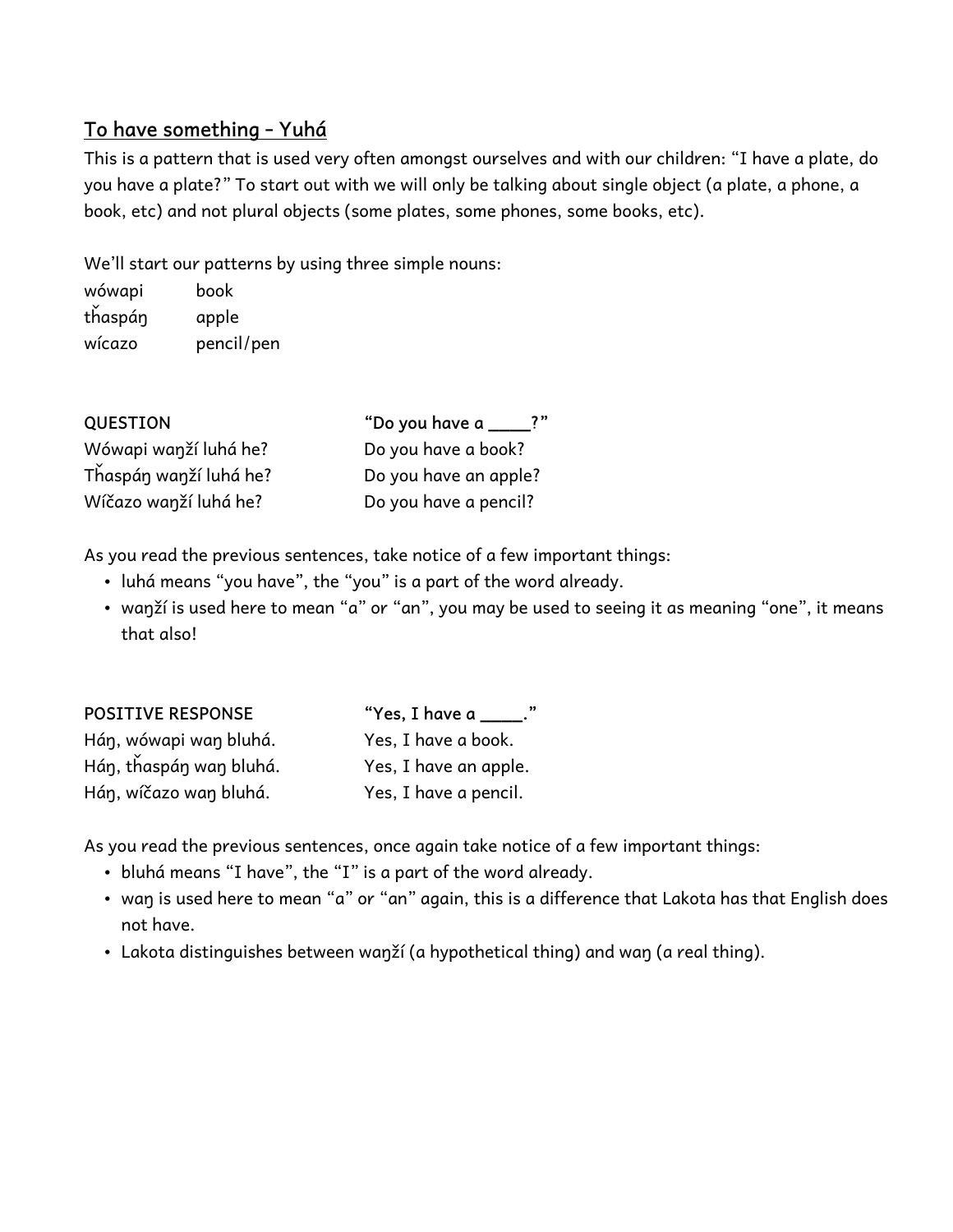## To have something – Yuhá

This is a pattern that is used very often amongst ourselves and with our children: "I have a plate, do you have a plate?" To start out with we will only be talking about single object (a plate, a phone, a book, etc) and not plural objects (some plates, some phones, some books, etc).

We'll start our patterns by using three simple nouns:

| | |
|---|---|
| wówapi | book |
| tȟaspáŋ | apple |
| wícazo | pencil/pen |

| **QUESTION** | **"Do you have a ____?"** |
|---|---|
| Wówapi waŋží luhá he? | Do you have a book? |
| Tȟaspáŋ waŋží luhá he? | Do you have an apple? |
| Wíčazo waŋží luhá he? | Do you have a pencil? |

As you read the previous sentences, take notice of a few important things:

- luhá means "you have", the "you" is a part of the word already.
- waŋží is used here to mean "a" or "an", you may be used to seeing it as meaning "one", it means that also!

| **POSITIVE RESPONSE** | **"Yes, I have a ____."** |
|---|---|
| Háŋ, wówapi waŋ bluhá. | Yes, I have a book. |
| Háŋ, tȟaspáŋ waŋ bluhá. | Yes, I have an apple. |
| Háŋ, wíčazo waŋ bluhá. | Yes, I have a pencil. |

As you read the previous sentences, once again take notice of a few important things:

- bluhá means "I have", the "I" is a part of the word already.
- waŋ is used here to mean "a" or "an" again, this is a difference that Lakota has that English does not have.
- Lakota distinguishes between waŋží (a hypothetical thing) and waŋ (a real thing).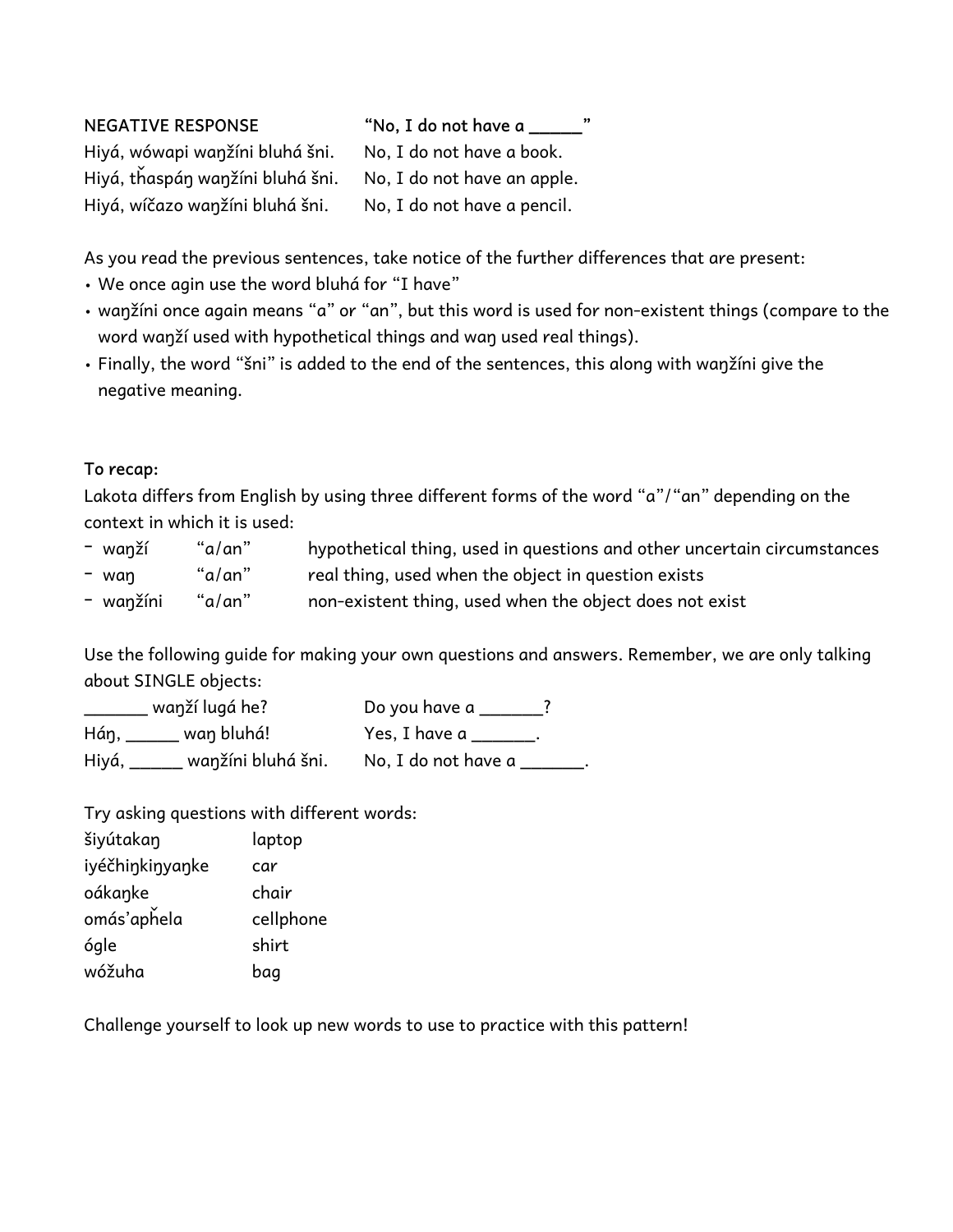| NEGATIVE RESPONSE | **"No, I do not have a ______"** |
|---|---|
| Hiyá, wówapi waŋžíni bluhá šni. | No, I do not have a book. |
| Hiyá, tȟaspáŋ waŋžíni bluhá šni. | No, I do not have an apple. |
| Hiyá, wíčazo waŋžíni bluhá šni. | No, I do not have a pencil. |

As you read the previous sentences, take notice of the further differences that are present:

- We once agin use the word bluhá for "I have"
- waŋžíni once again means "a" or "an", but this word is used for non-existent things (compare to the word waŋží used with hypothetical things and waŋ used real things).
- Finally, the word "šni" is added to the end of the sentences, this along with waŋžíni give the negative meaning.

**To recap:**

Lakota differs from English by using three different forms of the word "a"/"an" depending on the context in which it is used:

| | | |
|---|---|---|
| - waŋží | "a/an" | hypothetical thing, used in questions and other uncertain circumstances |
| - waŋ | "a/an" | real thing, used when the object in question exists |
| - waŋžíni | "a/an" | non-existent thing, used when the object does not exist |

Use the following guide for making your own questions and answers. Remember, we are only talking about SINGLE objects:

| | |
|---|---|
| _______ waŋží lugá he? | Do you have a _______? |
| Háŋ, ______ waŋ bluhá! | Yes, I have a _______. |
| Hiyá, ______ waŋžíni bluhá šni. | No, I do not have a _______. |

Try asking questions with different words:

| | |
|---|---|
| šiyútakaŋ | laptop |
| iyéčhiŋkiŋyaŋke | car |
| oákaŋke | chair |
| omás'apȟela | cellphone |
| ógle | shirt |
| wóžuha | bag |

Challenge yourself to look up new words to use to practice with this pattern!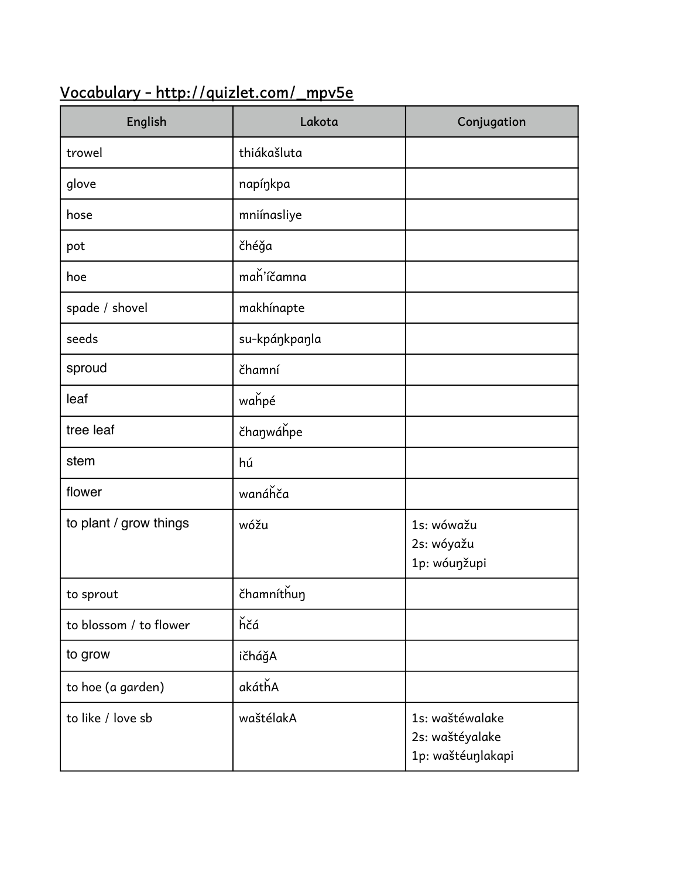## Vocabulary - http://quizlet.com/_mpv5e

| English | Lakota | Conjugation |
| --- | --- | --- |
| trowel | thiákašluta | |
| glove | napíŋkpa | |
| hose | mniínasliye | |
| pot | čhéǧa | |
| hoe | maȟ'íčamna | |
| spade / shovel | makhínapte | |
| seeds | su-kpáŋkpaŋla | |
| sproud | čhamní | |
| leaf | waȟpé | |
| tree leaf | čhaŋwáȟpe | |
| stem | hú | |
| flower | wanáȟča | |
| to plant / grow things | wóžu | 1s: wówažu<br>2s: wóyažu<br>1p: wóuŋžupi |
| to sprout | čhamníthuŋ | |
| to blossom / to flower | ȟčá | |
| to grow | ičháǧA | |
| to hoe (a garden) | akáthȟA | |
| to like / love sb | waštélakA | 1s: waštéwalake<br>2s: waštéyalake<br>1p: waštéuŋlakapi |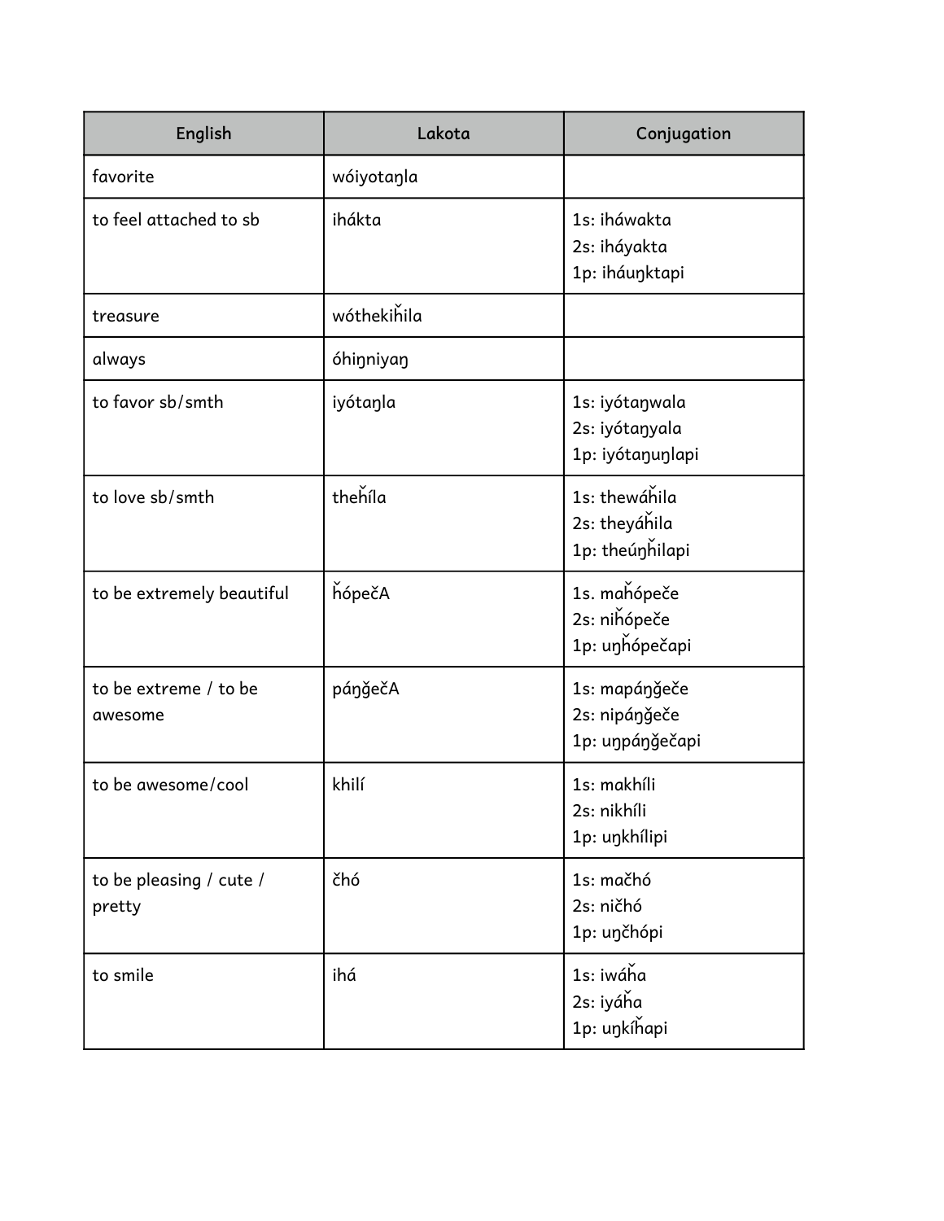| English | Lakota | Conjugation |
| --- | --- | --- |
| favorite | wóiyotaŋla | |
| to feel attached to sb | ihákta | 1s: iháwakta<br>2s: iháyakta<br>1p: iháuŋktapi |
| treasure | wóthekiȟila | |
| always | óhiŋniyaŋ | |
| to favor sb/smth | iyótaŋla | 1s: iyótaŋwala<br>2s: iyótaŋyala<br>1p: iyótaŋuŋlapi |
| to love sb/smth | theȟíla | 1s: thewáȟila<br>2s: theyáȟila<br>1p: theúŋȟilapi |
| to be extremely beautiful | ȟópečA | 1s. maȟópeče<br>2s: niȟópeče<br>1p: uŋȟópečapi |
| to be extreme / to be awesome | páŋǧečA | 1s: mapáŋǧeče<br>2s: nipáŋǧeče<br>1p: uŋpáŋǧečapi |
| to be awesome/cool | khilí | 1s: makhíli<br>2s: nikhíli<br>1p: uŋkhílipi |
| to be pleasing / cute / pretty | čhó | 1s: mačhó<br>2s: ničhó<br>1p: uŋčhópi |
| to smile | ihá | 1s: iwáȟa<br>2s: iyáȟa<br>1p: uŋkíȟapi |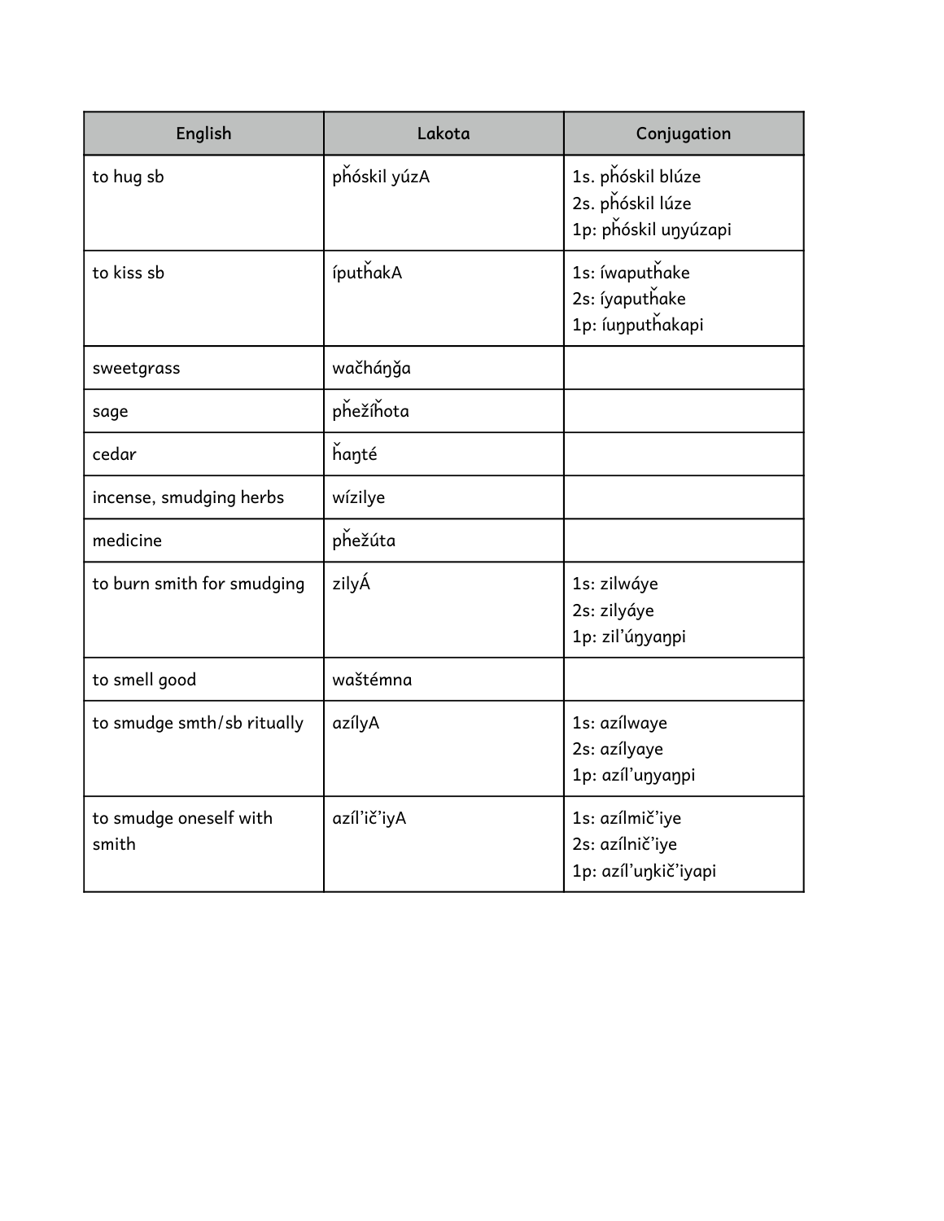| English | Lakota | Conjugation |
|---|---|---|
| to hug sb | pȟóskil yúzA | 1s. pȟóskil blúze<br>2s. pȟóskil lúze<br>1p: pȟóskil uŋyúzapi |
| to kiss sb | íputȟakA | 1s: íwaputȟake<br>2s: íyaputȟake<br>1p: íuŋputȟakapi |
| sweetgrass | wačháŋǧa | |
| sage | pȟežíȟota | |
| cedar | ȟaŋté | |
| incense, smudging herbs | wízilye | |
| medicine | pȟežúta | |
| to burn smith for smudging | zilyÁ | 1s: zilwáye<br>2s: zilyáye<br>1p: zil'úŋyaŋpi |
| to smell good | waštémna | |
| to smudge smth/sb ritually | azílyA | 1s: azílwaye<br>2s: azílyaye<br>1p: azíl'uŋyaŋpi |
| to smudge oneself with smith | azíl'ič'iyA | 1s: azílmič'iye<br>2s: azílnič'iye<br>1p: azíl'uŋkič'iyapi |